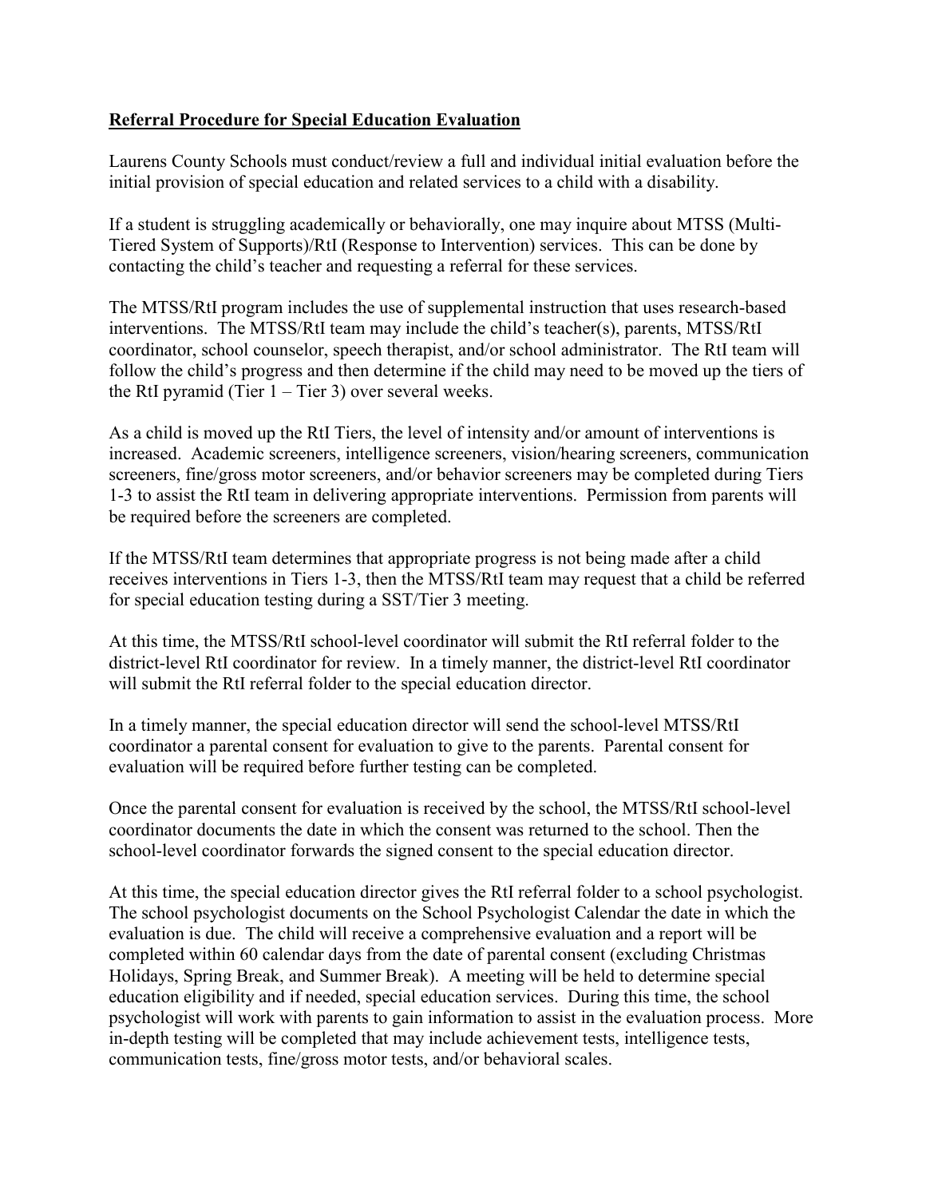**Referral Procedure for Special Education Evaluation**

Laurens County Schools must conduct/review a full and individual initial evaluation before the initial provision of special education and related services to a child with a disability.

If a student is struggling academically or behaviorally, one may inquire about MTSS (Multi-Tiered System of Supports)/RtI (Response to Intervention) services. This can be done by contacting the child's teacher and requesting a referral for these services.

The MTSS/RtI program includes the use of supplemental instruction that uses research-based interventions. The MTSS/RtI team may include the child's teacher(s), parents, MTSS/RtI coordinator, school counselor, speech therapist, and/or school administrator. The RtI team will follow the child's progress and then determine if the child may need to be moved up the tiers of the RtI pyramid (Tier 1 – Tier 3) over several weeks.

As a child is moved up the RtI Tiers, the level of intensity and/or amount of interventions is increased. Academic screeners, intelligence screeners, vision/hearing screeners, communication screeners, fine/gross motor screeners, and/or behavior screeners may be completed during Tiers 1-3 to assist the RtI team in delivering appropriate interventions. Permission from parents will be required before the screeners are completed.

If the MTSS/RtI team determines that appropriate progress is not being made after a child receives interventions in Tiers 1-3, then the MTSS/RtI team may request that a child be referred for special education testing during a SST/Tier 3 meeting.

At this time, the MTSS/RtI school-level coordinator will submit the RtI referral folder to the district-level RtI coordinator for review. In a timely manner, the district-level RtI coordinator will submit the RtI referral folder to the special education director.

In a timely manner, the special education director will send the school-level MTSS/RtI coordinator a parental consent for evaluation to give to the parents. Parental consent for evaluation will be required before further testing can be completed.

Once the parental consent for evaluation is received by the school, the MTSS/RtI school-level coordinator documents the date in which the consent was returned to the school. Then the school-level coordinator forwards the signed consent to the special education director.

At this time, the special education director gives the RtI referral folder to a school psychologist. The school psychologist documents on the School Psychologist Calendar the date in which the evaluation is due. The child will receive a comprehensive evaluation and a report will be completed within 60 calendar days from the date of parental consent (excluding Christmas Holidays, Spring Break, and Summer Break). A meeting will be held to determine special education eligibility and if needed, special education services. During this time, the school psychologist will work with parents to gain information to assist in the evaluation process. More in-depth testing will be completed that may include achievement tests, intelligence tests, communication tests, fine/gross motor tests, and/or behavioral scales.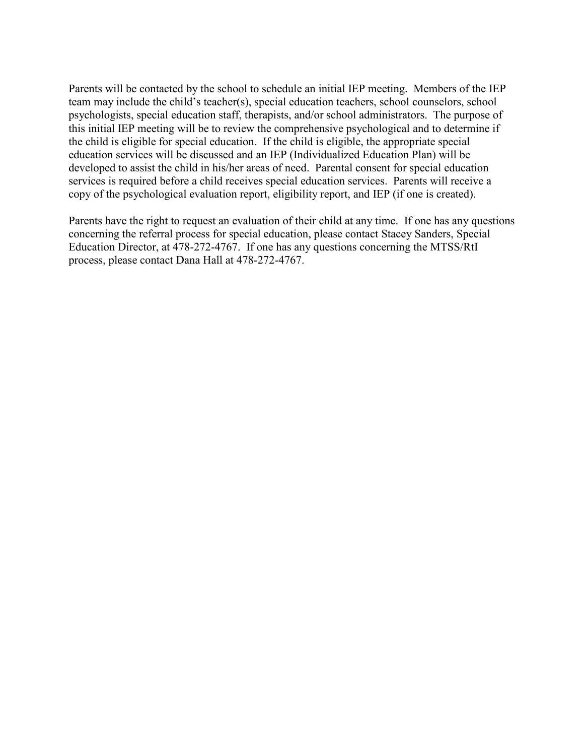Parents will be contacted by the school to schedule an initial IEP meeting. Members of the IEP team may include the child's teacher(s), special education teachers, school counselors, school psychologists, special education staff, therapists, and/or school administrators. The purpose of this initial IEP meeting will be to review the comprehensive psychological and to determine if the child is eligible for special education. If the child is eligible, the appropriate special education services will be discussed and an IEP (Individualized Education Plan) will be developed to assist the child in his/her areas of need. Parental consent for special education services is required before a child receives special education services. Parents will receive a copy of the psychological evaluation report, eligibility report, and IEP (if one is created).

Parents have the right to request an evaluation of their child at any time. If one has any questions concerning the referral process for special education, please contact Stacey Sanders, Special Education Director, at 478-272-4767. If one has any questions concerning the MTSS/RtI process, please contact Dana Hall at 478-272-4767.